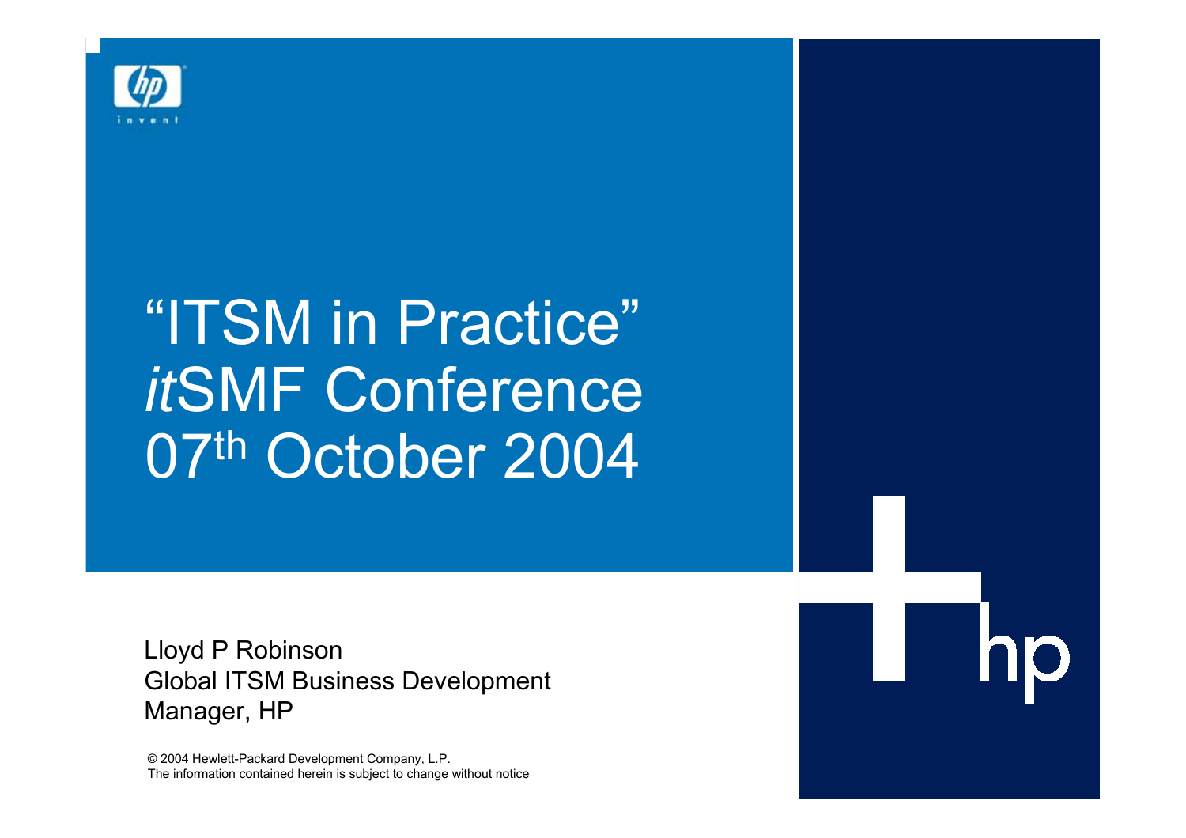# "ITSM in Practice"
# *it*SMF Conference
# 07th October 2004

Lloyd P Robinson
Global ITSM Business Development Manager, HP

© 2004 Hewlett-Packard Development Company, L.P.
The information contained herein is subject to change without notice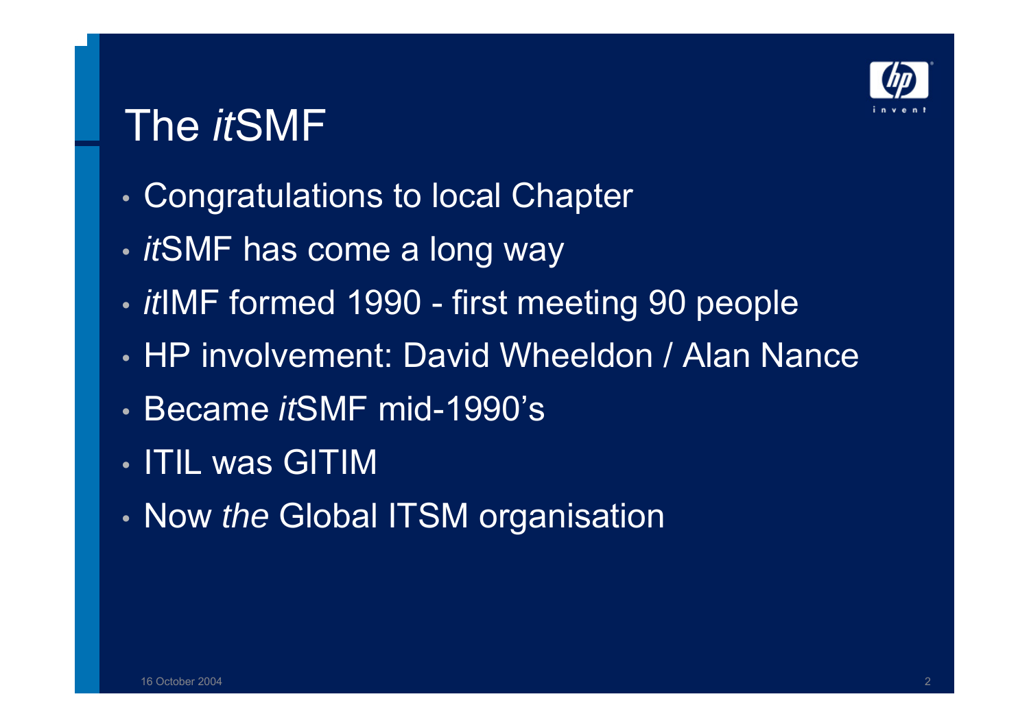# The *it*SMF

- Congratulations to local Chapter
- *it*SMF has come a long way
- *it*IMF formed 1990 - first meeting 90 people
- HP involvement: David Wheeldon / Alan Nance
- Became *it*SMF mid-1990's
- ITIL was GITIM
- Now *the* Global ITSM organisation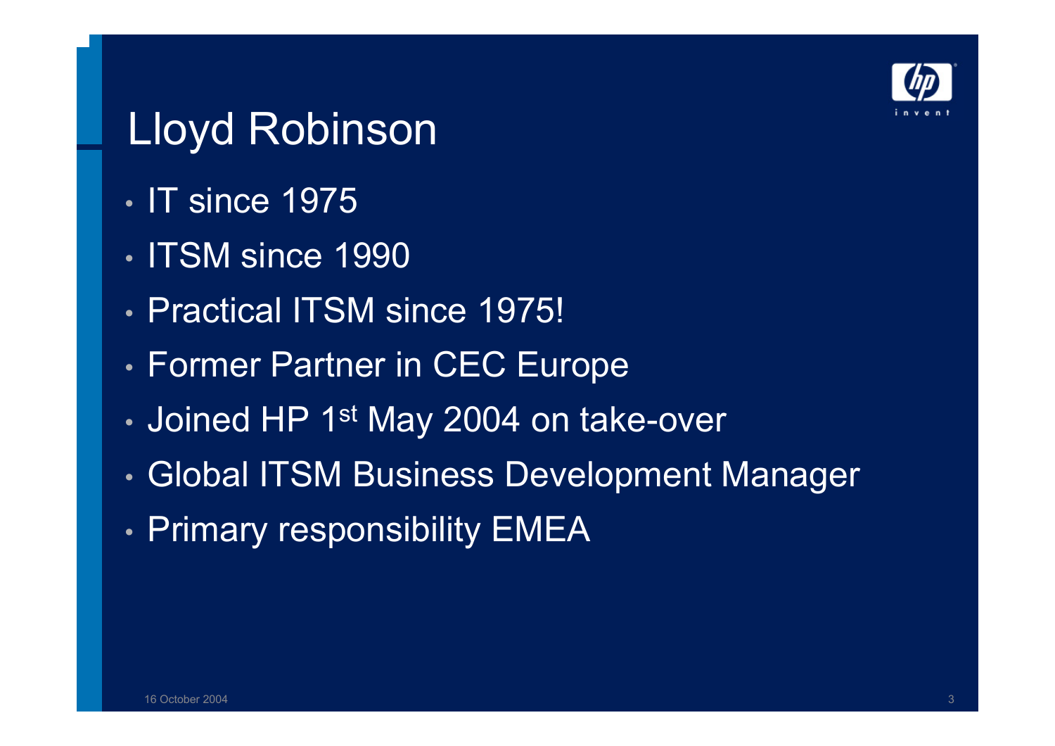# Lloyd Robinson

- IT since 1975
- ITSM since 1990
- Practical ITSM since 1975!
- Former Partner in CEC Europe
- Joined HP 1st May 2004 on take-over
- Global ITSM Business Development Manager
- Primary responsibility EMEA

16 October 2004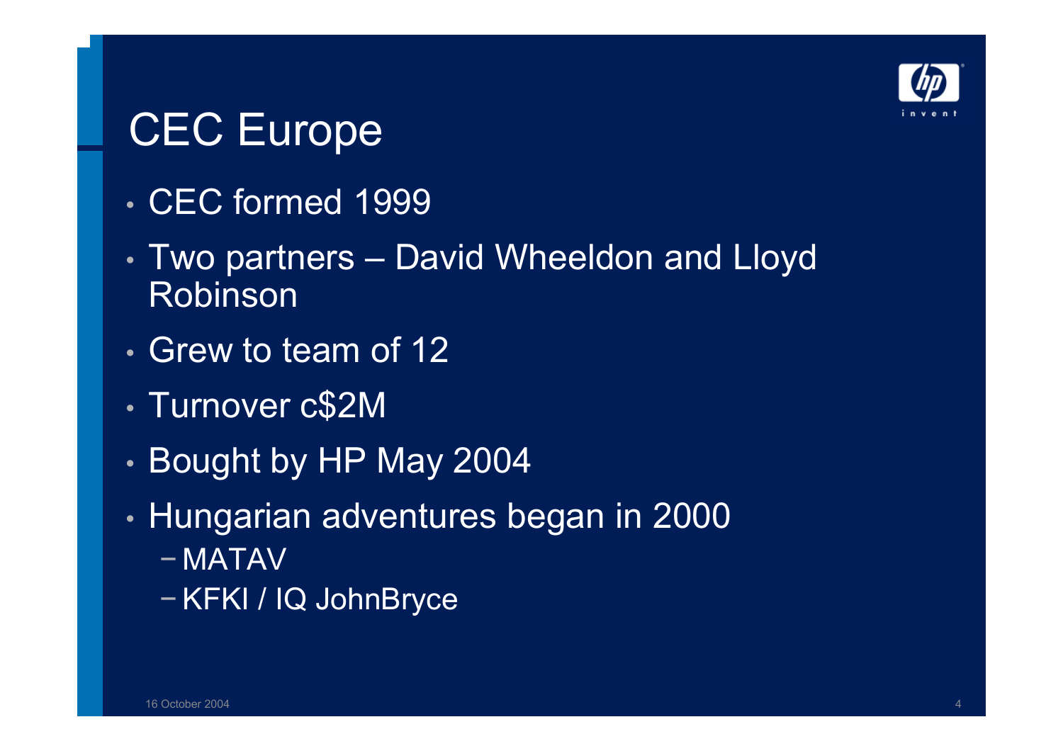# CEC Europe

- CEC formed 1999
- Two partners – David Wheeldon and Lloyd Robinson
- Grew to team of 12
- Turnover c$2M
- Bought by HP May 2004
- Hungarian adventures began in 2000
  - MATAV
  - KFKI / IQ JohnBryce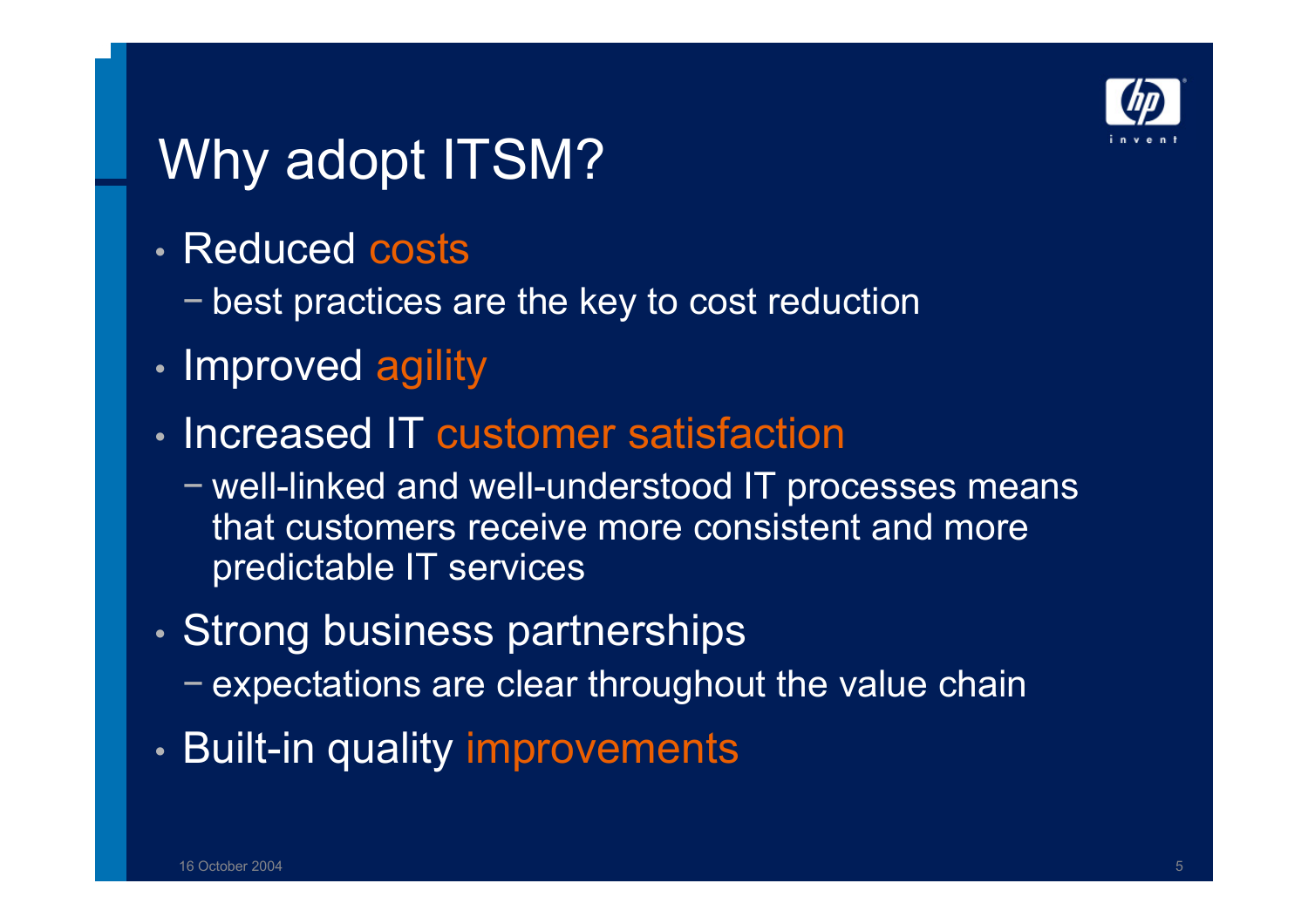# Why adopt ITSM?

- Reduced costs
  - best practices are the key to cost reduction
- Improved agility
- Increased IT customer satisfaction
  - well-linked and well-understood IT processes means that customers receive more consistent and more predictable IT services
- Strong business partnerships
  - expectations are clear throughout the value chain
- Built-in quality improvements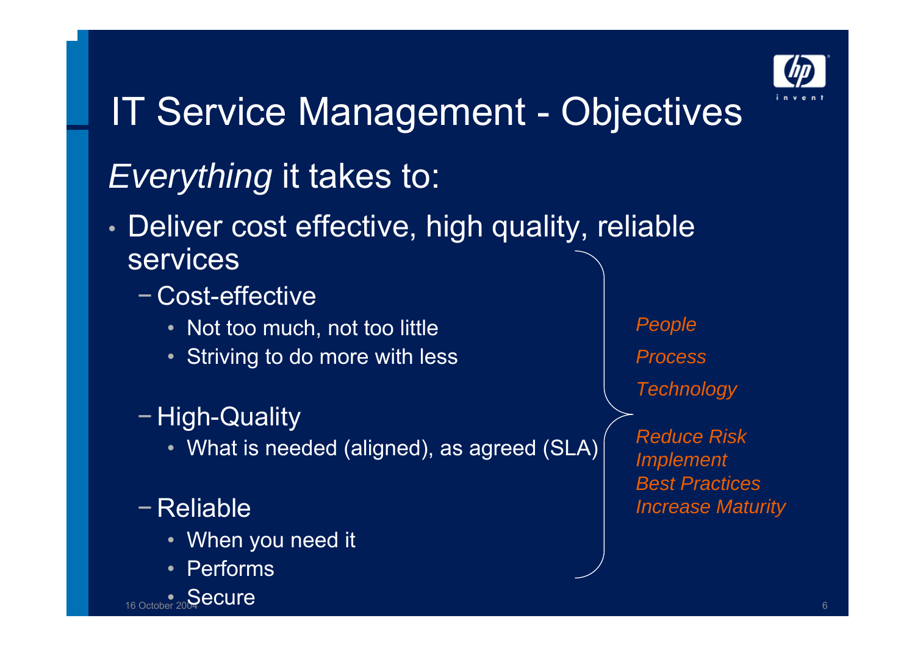# IT Service Management - Objectives

## *Everything* it takes to:

- Deliver cost effective, high quality, reliable services
  - Cost-effective
    - Not too much, not too little
    - Striving to do more with less
  - High-Quality
    - What is needed (aligned), as agreed (SLA)
  - Reliable
    - When you need it
    - Performs
    - Secure

*People*

*Process*

*Technology*

*Reduce Risk*
*Implement*
*Best Practices*
*Increase Maturity*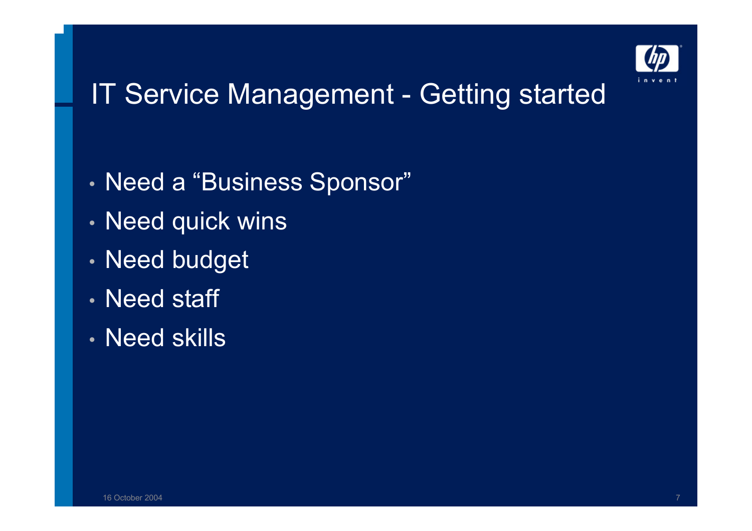# IT Service Management - Getting started

- Need a “Business Sponsor”
- Need quick wins
- Need budget
- Need staff
- Need skills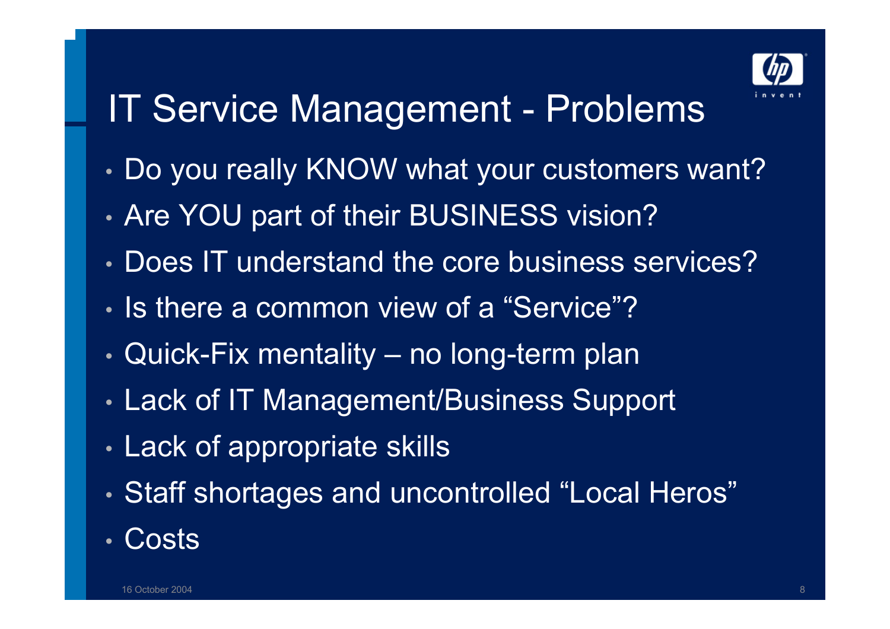# IT Service Management - Problems

- Do you really KNOW what your customers want?
- Are YOU part of their BUSINESS vision?
- Does IT understand the core business services?
- Is there a common view of a “Service”?
- Quick-Fix mentality – no long-term plan
- Lack of IT Management/Business Support
- Lack of appropriate skills
- Staff shortages and uncontrolled “Local Heros”
- Costs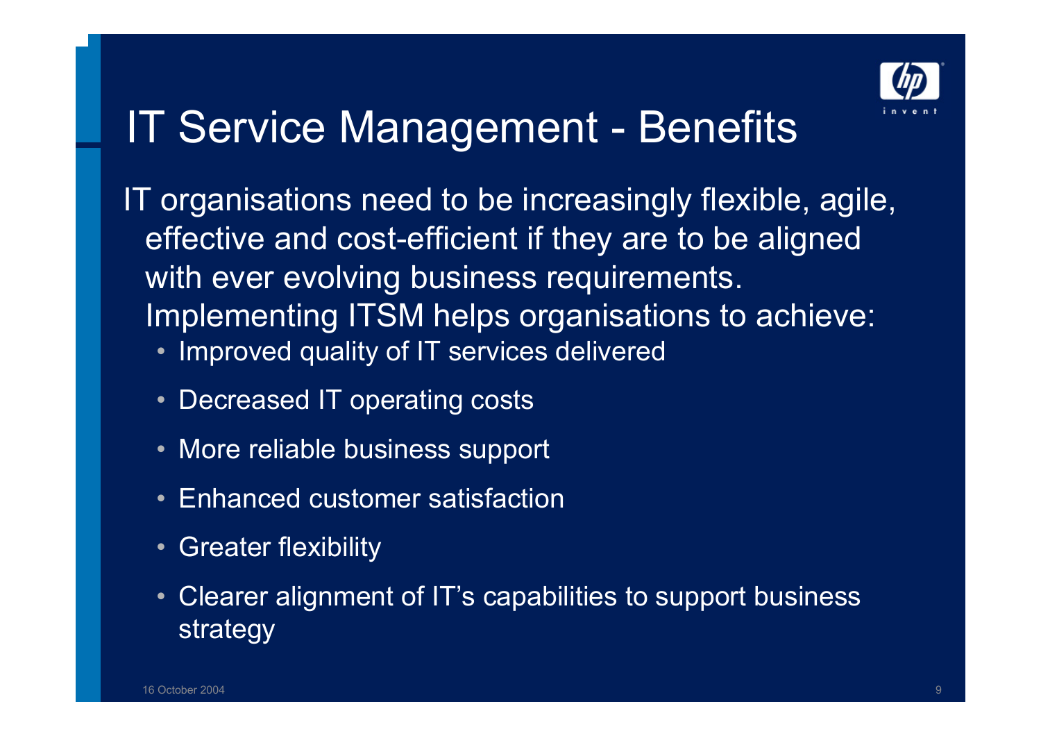# IT Service Management - Benefits

IT organisations need to be increasingly flexible, agile, effective and cost-efficient if they are to be aligned with ever evolving business requirements. Implementing ITSM helps organisations to achieve:

- Improved quality of IT services delivered
- Decreased IT operating costs
- More reliable business support
- Enhanced customer satisfaction
- Greater flexibility
- Clearer alignment of IT's capabilities to support business strategy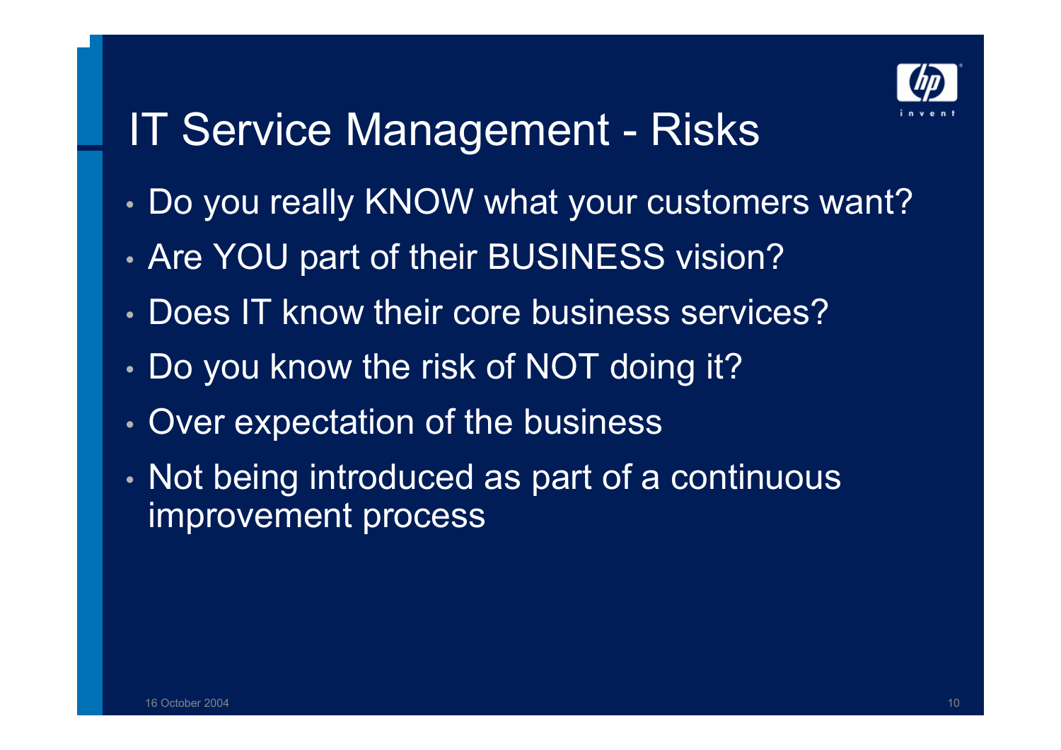# IT Service Management - Risks

- Do you really KNOW what your customers want?
- Are YOU part of their BUSINESS vision?
- Does IT know their core business services?
- Do you know the risk of NOT doing it?
- Over expectation of the business
- Not being introduced as part of a continuous improvement process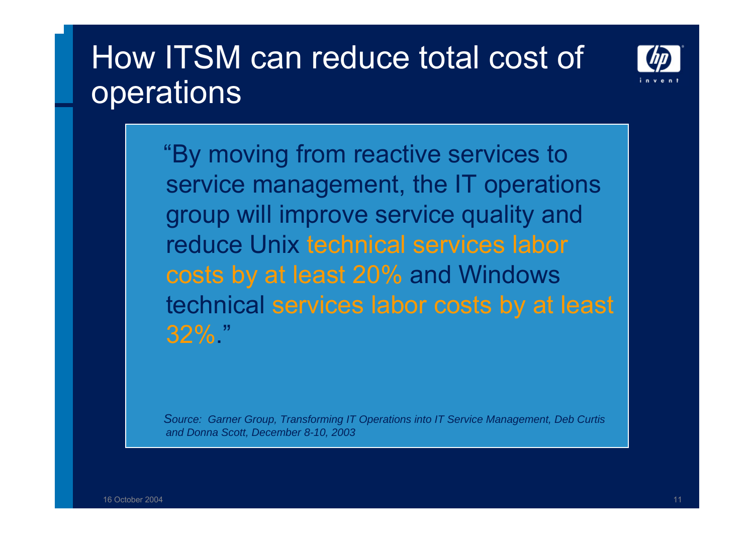# How ITSM can reduce total cost of operations

"By moving from reactive services to service management, the IT operations group will improve service quality and reduce Unix technical services labor costs by at least 20% and Windows technical services labor costs by at least 32%."

*Source: Garner Group, Transforming IT Operations into IT Service Management, Deb Curtis and Donna Scott, December 8-10, 2003*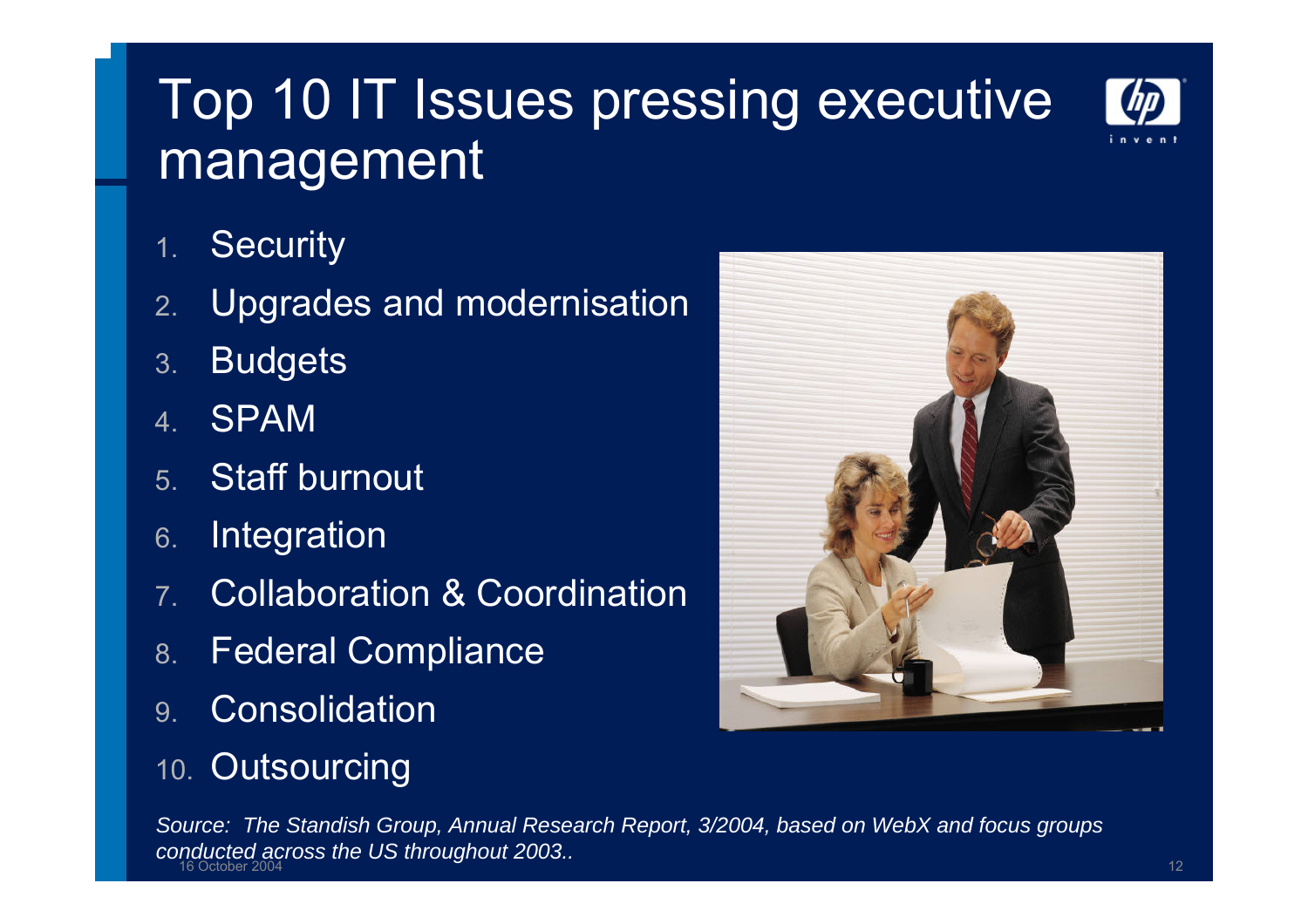# Top 10 IT Issues pressing executive management

1. Security
2. Upgrades and modernisation
3. Budgets
4. SPAM
5. Staff burnout
6. Integration
7. Collaboration & Coordination
8. Federal Compliance
9. Consolidation
10. Outsourcing

*Source: The Standish Group, Annual Research Report, 3/2004, based on WebX and focus groups conducted across the US throughout 2003..*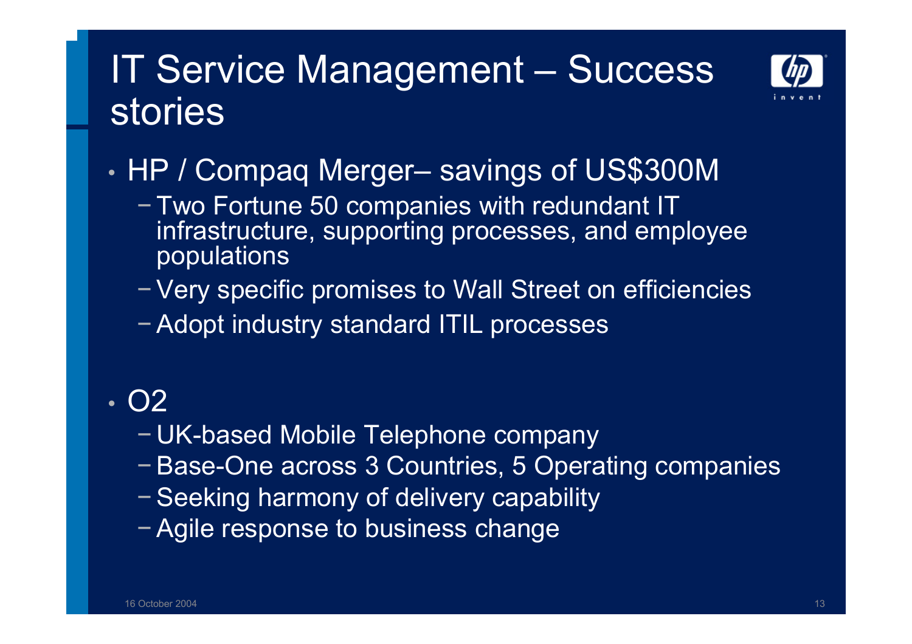# IT Service Management – Success stories

- HP / Compaq Merger– savings of US$300M
  - Two Fortune 50 companies with redundant IT infrastructure, supporting processes, and employee populations
  - Very specific promises to Wall Street on efficiencies
  - Adopt industry standard ITIL processes

- O2
  - UK-based Mobile Telephone company
  - Base-One across 3 Countries, 5 Operating companies
  - Seeking harmony of delivery capability
  - Agile response to business change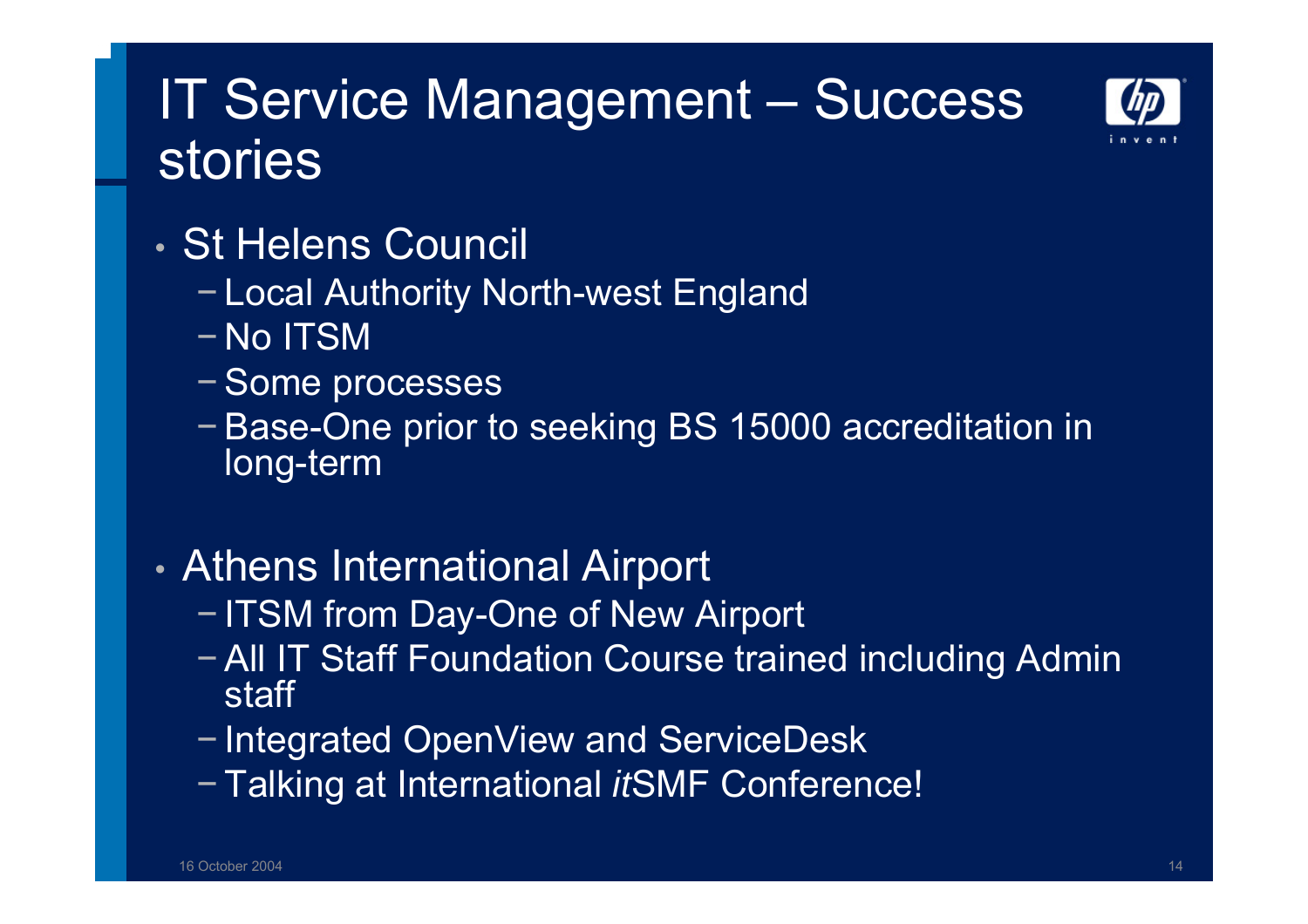# IT Service Management – Success stories

- St Helens Council
  - Local Authority North-west England
  - No ITSM
  - Some processes
  - Base-One prior to seeking BS 15000 accreditation in long-term

- Athens International Airport
  - ITSM from Day-One of New Airport
  - All IT Staff Foundation Course trained including Admin staff
  - Integrated OpenView and ServiceDesk
  - Talking at International *it*SMF Conference!

16 October 2004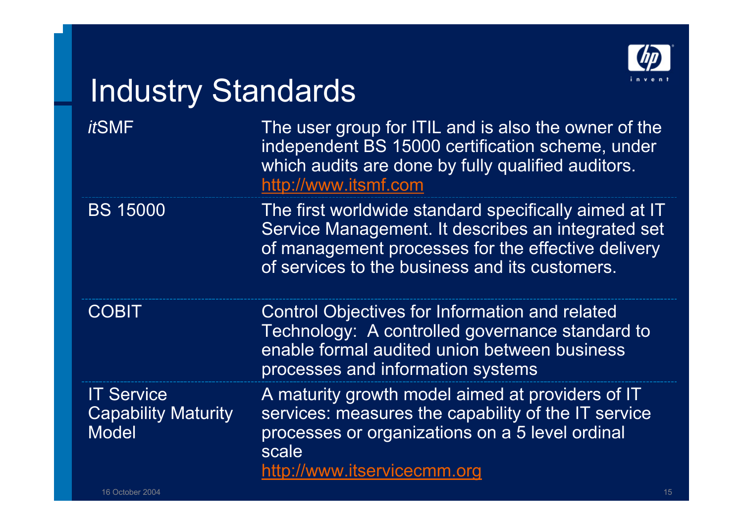# Industry Standards

| | |
|---|---|
| *it*SMF | The user group for ITIL and is also the owner of the independent BS 15000 certification scheme, under which audits are done by fully qualified auditors. http://www.itsmf.com |
| BS 15000 | The first worldwide standard specifically aimed at IT Service Management. It describes an integrated set of management processes for the effective delivery of services to the business and its customers. |
| COBIT | Control Objectives for Information and related Technology: A controlled governance standard to enable formal audited union between business processes and information systems |
| IT Service Capability Maturity Model | A maturity growth model aimed at providers of IT services: measures the capability of the IT service processes or organizations on a 5 level ordinal scale http://www.itservicecmm.org |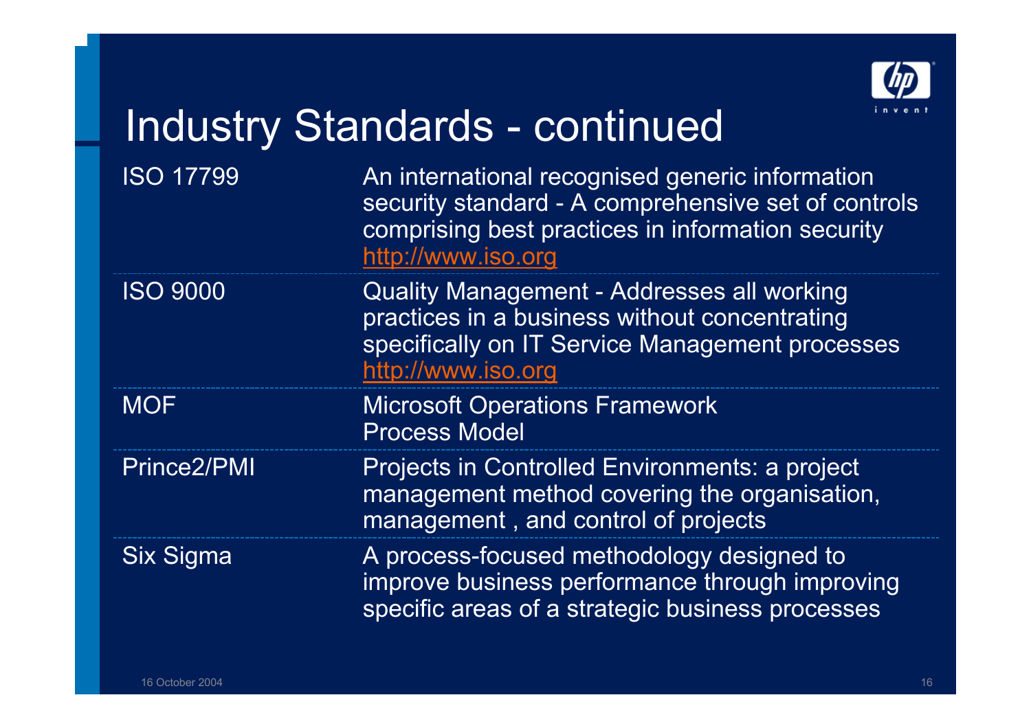# Industry Standards - continued

| | |
|---|---|
| ISO 17799 | An international recognised generic information security standard - A comprehensive set of controls comprising best practices in information security http://www.iso.org |
| ISO 9000 | Quality Management - Addresses all working practices in a business without concentrating specifically on IT Service Management processes http://www.iso.org |
| MOF | Microsoft Operations Framework Process Model |
| Prince2/PMI | Projects in Controlled Environments: a project management method covering the organisation, management , and control of projects |
| Six Sigma | A process-focused methodology designed to improve business performance through improving specific areas of a strategic business processes |

16 October 2004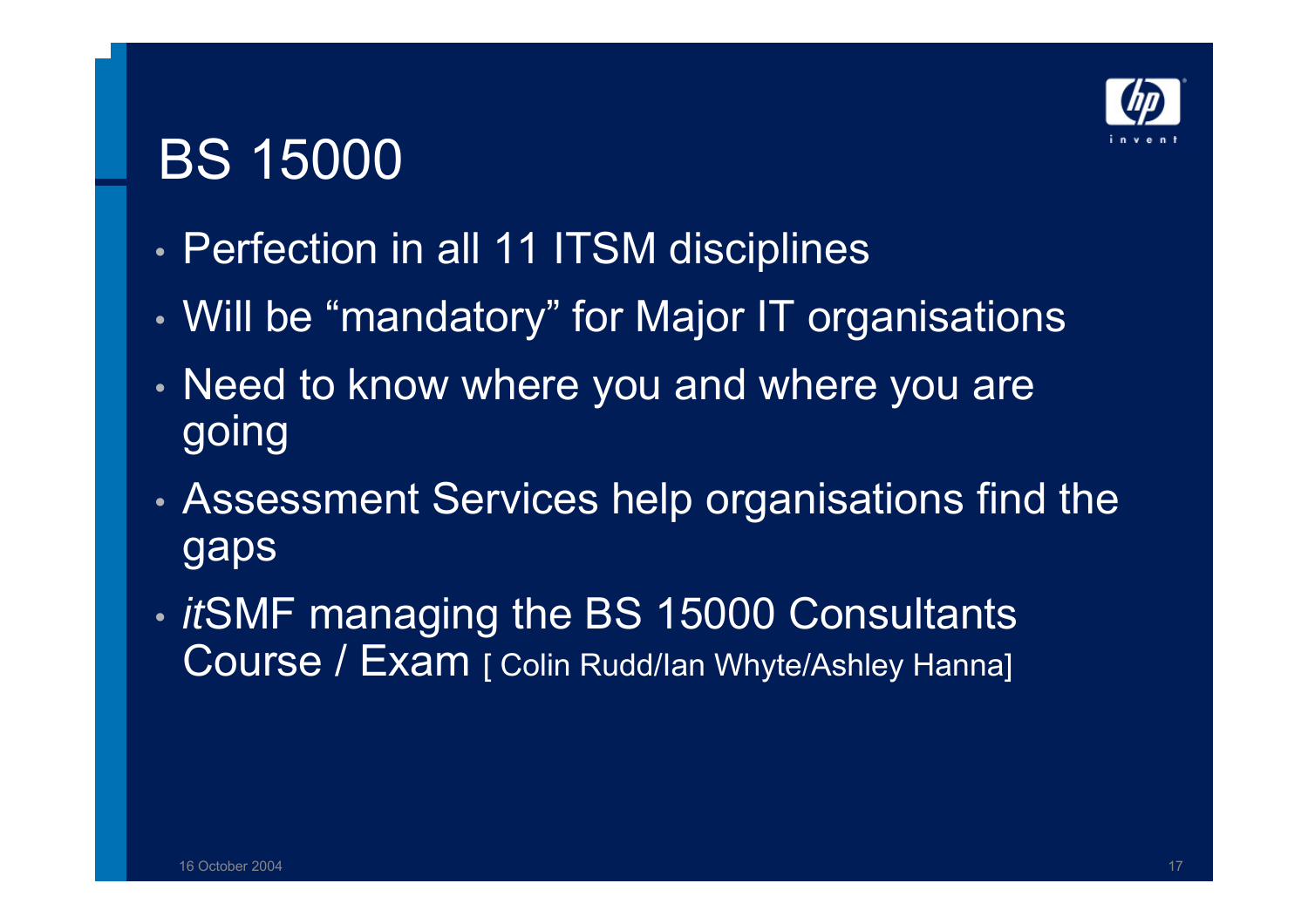# BS 15000

- Perfection in all 11 ITSM disciplines
- Will be “mandatory” for Major IT organisations
- Need to know where you and where you are going
- Assessment Services help organisations find the gaps
- *it*SMF managing the BS 15000 Consultants Course / Exam [ Colin Rudd/Ian Whyte/Ashley Hanna]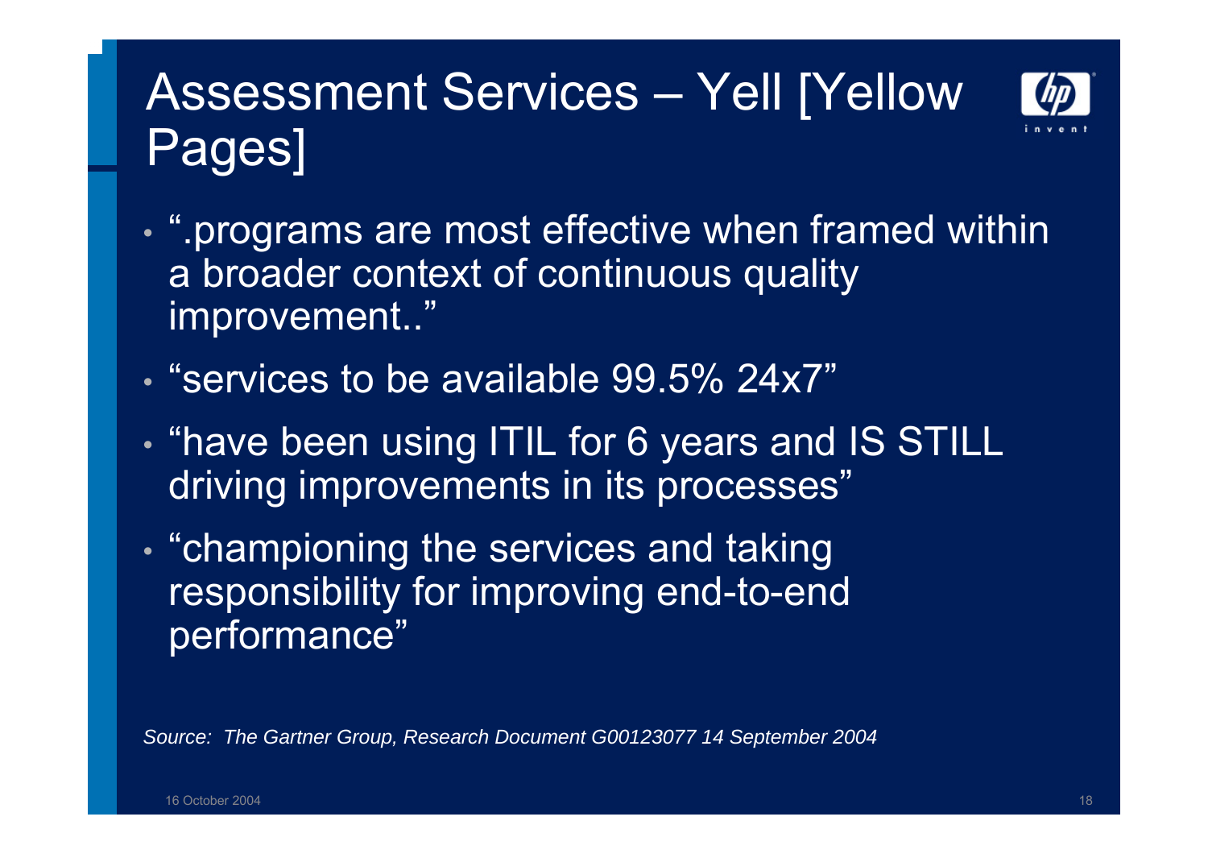# Assessment Services – Yell [Yellow Pages]

- ".programs are most effective when framed within a broader context of continuous quality improvement.."
- "services to be available 99.5% 24x7"
- "have been using ITIL for 6 years and IS STILL driving improvements in its processes"
- "championing the services and taking responsibility for improving end-to-end performance"

*Source: The Gartner Group, Research Document G00123077 14 September 2004*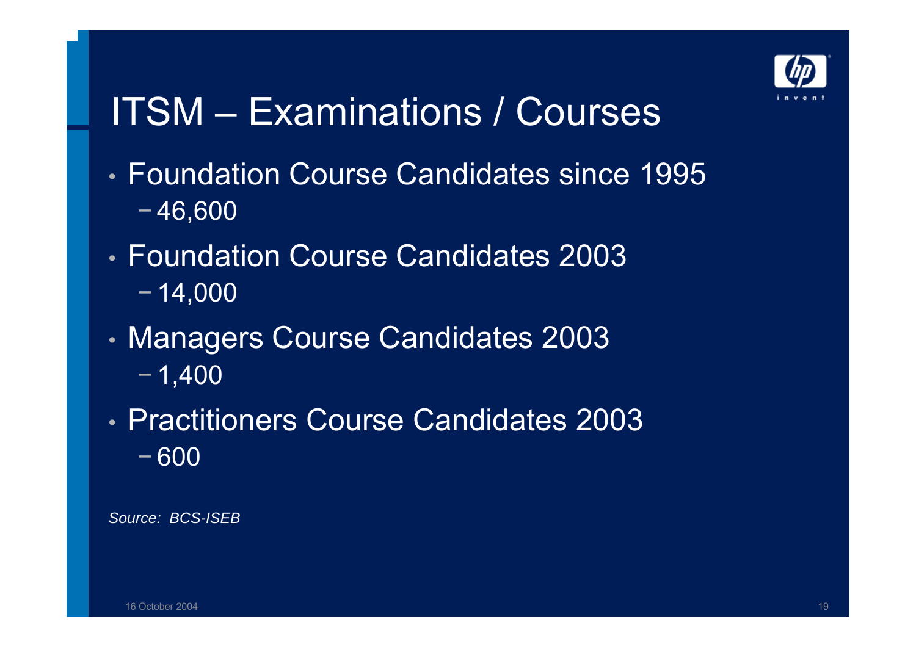# ITSM – Examinations / Courses

- Foundation Course Candidates since 1995
  - 46,600
- Foundation Course Candidates 2003
  - 14,000
- Managers Course Candidates 2003
  - 1,400
- Practitioners Course Candidates 2003
  - 600

*Source: BCS-ISEB*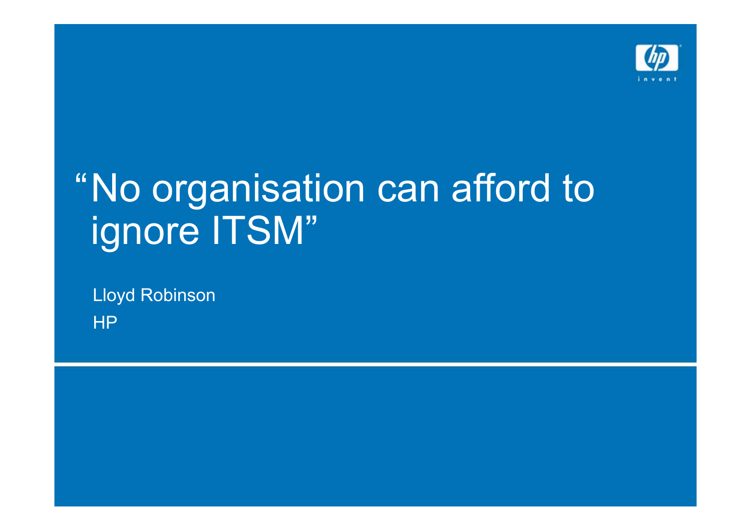# "No organisation can afford to ignore ITSM"

Lloyd Robinson

HP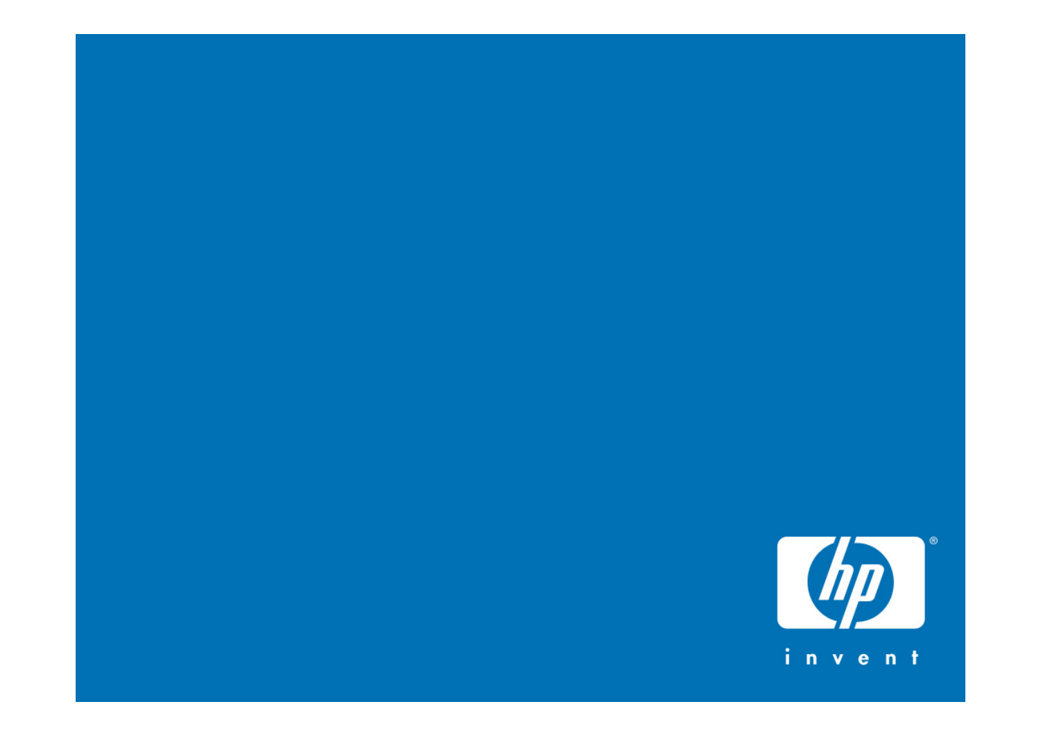invent